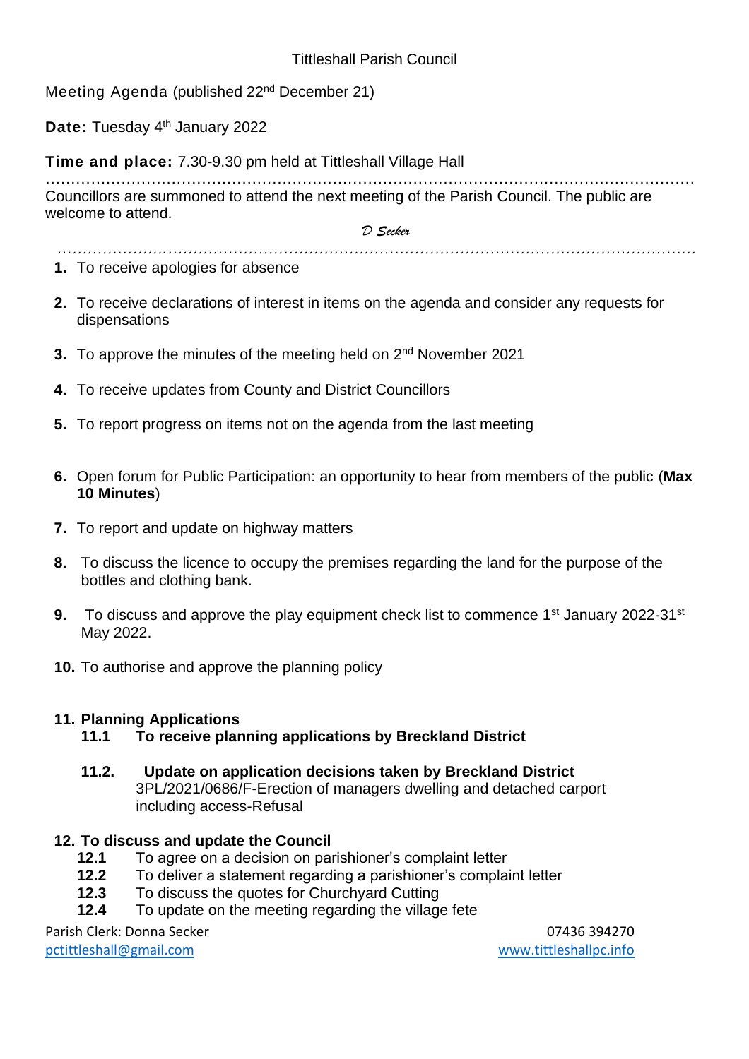# Tittleshall Parish Council

Meeting Agenda (published 22nd December 21)

**Date:** Tuesday 4th January 2022

**Time and place:** 7.30-9.30 pm held at Tittleshall Village Hall

Councillors are summoned to attend the next meeting of the Parish Council. The public are welcome to attend.

*D Secker*

1. To receive apologies for absence

2. To receive declarations of interest in items on the agenda and consider any requests for dispensations

3. To approve the minutes of the meeting held on 2nd November 2021

4. To receive updates from County and District Councillors

5. To report progress on items not on the agenda from the last meeting

6. Open forum for Public Participation: an opportunity to hear from members of the public (**Max 10 Minutes**)

7. To report and update on highway matters

8. To discuss the licence to occupy the premises regarding the land for the purpose of the bottles and clothing bank.

9. To discuss and approve the play equipment check list to commence 1st January 2022-31st May 2022.

10. To authorise and approve the planning policy

11. **Planning Applications**
    - **11.1 To receive planning applications by Breckland District**
    - **11.2. Update on application decisions taken by Breckland District**
      3PL/2021/0686/F-Erection of managers dwelling and detached carport including access-Refusal

12. **To discuss and update the Council**
    - **12.1** To agree on a decision on parishioner's complaint letter
    - **12.2** To deliver a statement regarding a parishioner's complaint letter
    - **12.3** To discuss the quotes for Churchyard Cutting
    - **12.4** To update on the meeting regarding the village fete

Parish Clerk: Donna Secker 07436 394270
pctittleshall@gmail.com www.tittleshallpc.info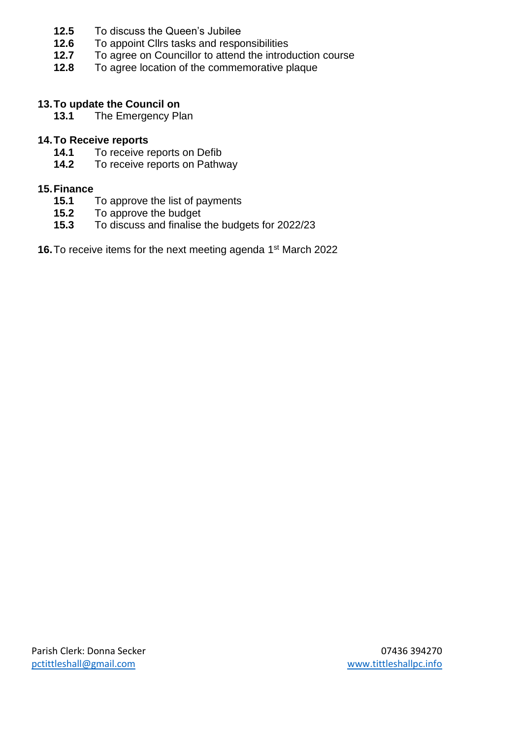**12.5** To discuss the Queen's Jubilee
**12.6** To appoint Cllrs tasks and responsibilities
**12.7** To agree on Councillor to attend the introduction course
**12.8** To agree location of the commemorative plaque

**13. To update the Council on**
**13.1** The Emergency Plan

**14. To Receive reports**
**14.1** To receive reports on Defib
**14.2** To receive reports on Pathway

**15. Finance**
**15.1** To approve the list of payments
**15.2** To approve the budget
**15.3** To discuss and finalise the budgets for 2022/23

**16.** To receive items for the next meeting agenda 1st March 2022

Parish Clerk: Donna Secker
07436 394270
pctittleshall@gmail.com
www.tittleshallpc.info